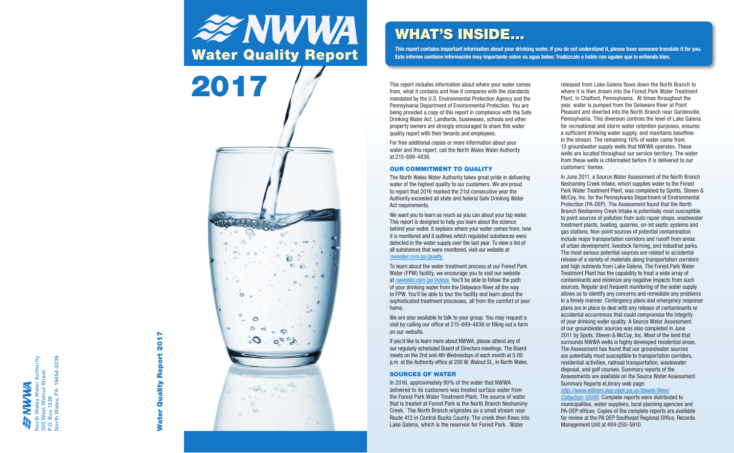North Wales Water Authority
200 West Walnut Street
P.O. Box 1339
North Wales, PA 19454-0339

Water Quality Report 2017

# NWWA Water Quality Report 2017

## WHAT'S INSIDE...

**This report contains important information about your drinking water. If you do not understand it, please have someone translate it for you. Este informe contiene información muy importante sobre su agua beber. Tradúzcalo o hable con agulen que lo entienda bien.**

This report includes information about where your water comes from, what it contains and how it compares with the standards mandated by the U.S. Environmental Protection Agency and the Pennsylvania Department of Environmental Protection. You are being provided a copy of this report in compliance with the Safe Drinking Water Act. Landlords, businesses, schools and other property owners are strongly encouraged to share this water quality report with their tenants and employees.

For free additional copies or more information about your water and this report, call the North Wales Water Authority at 215-699-4836.

### OUR COMMITMENT TO QUALITY

The North Wales Water Authority takes great pride in delivering water of the highest quality to our customers. We are proud to report that 2016 marked the 21st consecutive year the Authority exceeded all state and federal Safe Drinking Water Act requirements.

We want you to learn as much as you can about your tap water. This report is designed to help you learn about the science behind your water. It explains where your water comes from, how it is monitored and it outlines which regulated substances were detected in the water supply over the last year. To view a list of all substances that were monitored, visit our website at *nwwater.com/go/quality.*

To learn about the water treatment process at our Forest Park Water (FPW) facility, we encourage you to visit our website at *nwwater.com/go/videos.* You'll be able to follow the path of your drinking water from the Delaware River all the way to FPW. You'll be able to tour the facility and learn about the sophisticated treatment processes, all from the comfort of your home.

We are also available to talk to your group. You may request a visit by calling our office at 215-699-4836 or filling out a form on our website.

If you'd like to learn more about NWWA, please attend any of our regularly scheduled Board of Directors meetings. The Board meets on the 2nd and 4th Wednesdays of each month at 5:00 p.m. at the Authority office at 200 W. Walnut St., in North Wales.

### SOURCES OF WATER

In 2016, approximately 90% of the water that NWWA delivered to its customers was treated surface water from the Forest Park Water Treatment Plant. The source of water that is treated at Forest Park is the North Branch Neshaminy Creek. The North Branch originates as a small stream near Route 413 in Central Bucks County. The creek then flows into Lake Galena, which is the reservoir for Forest Park. Water released from Lake Galena flows down the North Branch to where it is then drawn into the Forest Park Water Treatment Plant, in Chalfont, Pennsylvania. At times throughout the year, water is pumped from the Delaware River at Point Pleasant and diverted into the North Branch near Gardenville, Pennsylvania. This diversion controls the level of Lake Galena for recreational and storm water retention purposes, ensures a sufficient drinking water supply, and maintains baseflow in the stream. The remaining 10% of water came from 13 groundwater supply wells that NWWA operates. These wells are located throughout our service territory. The water from these wells is chlorinated before it is delivered to our customers' homes.

In June 2011, a Source Water Assessment of the North Branch Neshaminy Creek Intake, which supplies water to the Forest Park Water Treatment Plant, was completed by Spotts, Steven & McCoy, Inc. for the Pennsylvania Department of Environmental Protection (PA-DEP). The Assessment found that the North Branch Neshaminy Creek Intake is potentially most susceptible to point sources of pollution from auto repair shops, wastewater treatment plants, boating, quarries, on-lot septic systems and gas stations. Non-point sources of potential contamination include major transportation corridors and runoff from areas of urban development, livestock farming, and industrial parks. The most serious potential sources are related to accidental release of a variety of materials along transportation corridors and high nutrients from Lake Galena. The Forest Park Water Treatment Plant has the capability to treat a wide array of contaminants and minimize any negative impacts from such sources. Regular and frequent monitoring of the water supply allows us to identify any concerns and remediate any problems in a timely manner. Contingency plans and emergency response plans are in place to deal with any release of contaminants or accidental occurrences that could compromise the integrity of your drinking water quality. A Source Water Assessment of our groundwater sources was also completed in June 2011 by Spots, Steven & McCoy, Inc. Most of the land that surrounds NWWA wells is highly developed residential areas. The Assessment has found that our groundwater sources are potentially most susceptible to transportation corridors, residential activities, railroad transportation, wastewater disposal, and golf courses. Summary reports of the Assessments are available on the Source Water Assessment Summary Reports eLibrary web page: *http://www.elibrary.dep.state.pa.us/dsweb/View/Collection-10045.* Complete reports were distributed to municipalities, water suppliers, local planning agencies and PA-DEP offices. Copies of the complete reports are available for review at the PA DEP Southeast Regional Office, Records Management Unit at 484-250-5910.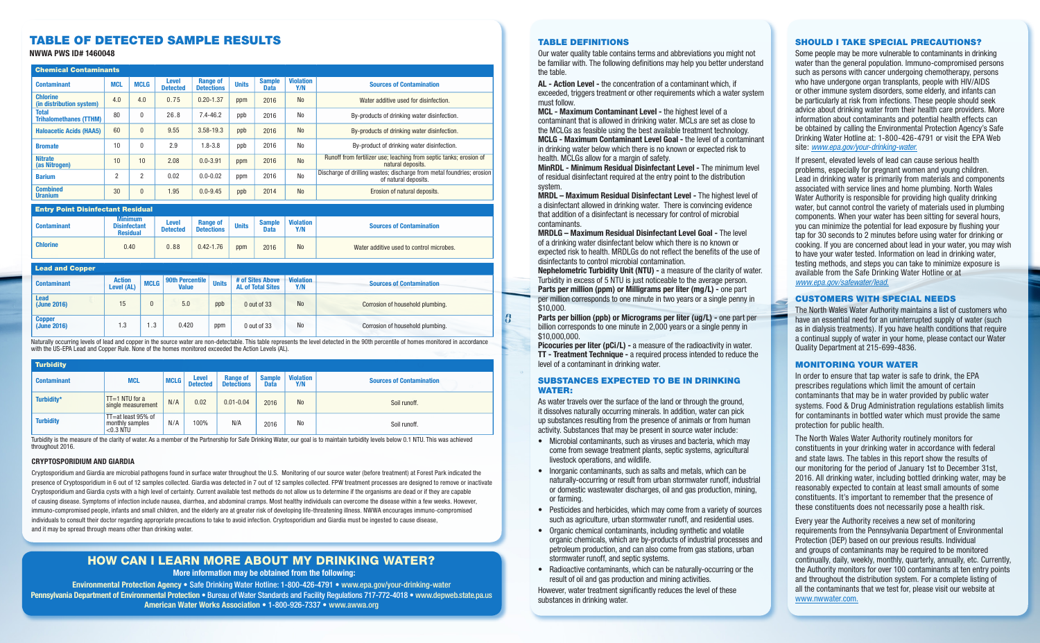# TABLE OF DETECTED SAMPLE RESULTS

**NWWA PWS ID# 1460048**

**Chemical Contaminants**

| Contaminant | MCL | MCLG | Level Detected | Range of Detections | Units | Sample Data | Violation Y/N | Sources of Contamination |
|---|---|---|---|---|---|---|---|---|
| Chlorine (in distribution system) | 4.0 | 4.0 | 0.75 | 0.20-1.37 | ppm | 2016 | No | Water additive used for disinfection. |
| Total Trihalomethanes (TTHM) | 80 | 0 | 26.8 | 7.4-46.2 | ppb | 2016 | No | By-products of drinking water disinfection. |
| Haloacetic Acids (HAAS) | 60 | 0 | 9.55 | 3.58-19.3 | ppb | 2016 | No | By-products of drinking water disinfection. |
| Bromate | 10 | 0 | 2.9 | 1.8-3.8 | ppb | 2016 | No | By-product of drinking water disinfection. |
| Nitrate (as Nitrogen) | 10 | 10 | 2.08 | 0.0-3.91 | ppm | 2016 | No | Runoff from fertilizer use; leaching from septic tanks; erosion of natural deposits. |
| Barium | 2 | 2 | 0.02 | 0.0-0.02 | ppm | 2016 | No | Discharge of drilling wastes; discharge from metal foundries; erosion of natural deposits. |
| Combined Uranium | 30 | 0 | 1.95 | 0.0-9.45 | ppb | 2014 | No | Erosion of natural deposits. |

**Entry Point Disinfectant Residual**

| Contaminant | Minimum Disinfectant Residual | Level Detected | Range of Detections | Units | Sample Data | Violation Y/N | Sources of Contamination |
|---|---|---|---|---|---|---|---|
| Chlorine | 0.40 | 0.88 | 0.42-1.76 | ppm | 2016 | No | Water additive used to control microbes. |

**Lead and Copper**

| Contaminant | Action Level (AL) | MCLG | 90th Percentile Value | Units | # of Sites Above AL of Total Sites | Violation Y/N | Sources of Contamination |
|---|---|---|---|---|---|---|---|
| Lead (June 2016) | 15 | 0 | 5.0 | ppb | 0 out of 33 | No | Corrosion of household plumbing. |
| Copper (June 2016) | 1.3 | 1.3 | 0.420 | ppm | 0 out of 33 | No | Corrosion of household plumbing. |

Naturally occurring levels of lead and copper in the source water are non-detectable. This table represents the level detected in the 90th percentile of homes monitored in accordance with the US-EPA Lead and Copper Rule. None of the homes monitored exceeded the Action Levels (AL).

**Turbidity**

| Contaminant | MCL | MCLG | Level Detected | Range of Detections | Sample Data | Violation Y/N | Sources of Contamination |
|---|---|---|---|---|---|---|---|
| Turbidity* | TT=1 NTU for a single measurement | N/A | 0.02 | 0.01-0.04 | 2016 | No | Soil runoff. |
| Turbidity | TT=at least 95% of monthly samples <0.3 NTU | N/A | 100% | N/A | 2016 | No | Soil runoff. |

Turbidity is the measure of the clarity of water. As a member of the Partnership for Safe Drinking Water, our goal is to maintain turbidity levels below 0.1 NTU. This was achieved throughout 2016.

### CRYPTOSPORIDIUM AND GIARDIA

Cryptosporidium and Giardia are microbial pathogens found in surface water throughout the U.S. Monitoring of our source water (before treatment) at Forest Park indicated the presence of Cryptosporidium in 6 out of 12 samples collected. Giardia was detected in 7 out of 12 samples collected. FPW treatment processes are designed to remove or inactivate Cryptosporidium and Giardia cysts with a high level of certainty. Current available test methods do not allow us to determine if the organisms are dead or if they are capable of causing disease. Symptoms of infection include nausea, diarrhea, and abdominal cramps. Most healthy individuals can overcome the disease within a few weeks. However, immuno-compromised people, infants and small children, and the elderly are at greater risk of developing life-threatening illness. NWWA encourages immuno-compromised individuals to consult their doctor regarding appropriate precautions to take to avoid infection. Cryptosporidium and Giardia must be ingested to cause disease, and it may be spread through means other than drinking water.

## HOW CAN I LEARN MORE ABOUT MY DRINKING WATER?

**More information may be obtained from the following:**

**Environmental Protection Agency • Safe Drinking Water Hotline: 1-800-426-4791 • www.epa.gov/your-drinking-water**
**Pennsylvania Department of Environmental Protection • Bureau of Water Standards and Facility Regulations 717-772-4018 • www.depweb.state.pa.us**
**American Water Works Association • 1-800-926-7337 • www.awwa.org**

## TABLE DEFINITIONS

Our water quality table contains terms and abbreviations you might not be familiar with. The following definitions may help you better understand the table.

**AL - Action Level -** the concentration of a contaminant which, if exceeded, triggers treatment or other requirements which a water system must follow.

**MCL - Maximum Contaminant Level -** the highest level of a contaminant that is allowed in drinking water. MCLs are set as close to the MCLGs as feasible using the best available treatment technology.

**MCLG - Maximum Contaminant Level Goal -** the level of a contaminant in drinking water below which there is no known or expected risk to health. MCLGs allow for a margin of safety.

**MinRDL - Minimum Residual Disinfectant Level -** The minimum level of residual disinfectant required at the entry point to the distribution system.

**MRDL – Maximum Residual Disinfectant Level -** The highest level of a disinfectant allowed in drinking water. There is convincing evidence that addition of a disinfectant is necessary for control of microbial contaminants.

**MRDLG – Maximum Residual Disinfectant Level Goal -** The level of a drinking water disinfectant below which there is no known or expected risk to health. MRDLGs do not reflect the benefits of the use of disinfectants to control microbial contamination.

**Nephelometric Turbidity Unit (NTU) -** a measure of the clarity of water. Turbidity in excess of 5 NTU is just noticeable to the average person.

**Parts per million (ppm) or Milligrams per liter (mg/L) -** one part per million corresponds to one minute in two years or a single penny in $10,000.

**Parts per billion (ppb) or Micrograms per liter (ug/L) -** one part per billion corresponds to one minute in 2,000 years or a single penny in $10,000,000.

**Picocuries per liter (pCi/L) -** a measure of the radioactivity in water.

**TT - Treatment Technique -** a required process intended to reduce the level of a contaminant in drinking water.

## SUBSTANCES EXPECTED TO BE IN DRINKING WATER:

As water travels over the surface of the land or through the ground, it dissolves naturally occurring minerals. In addition, water can pick up substances resulting from the presence of animals or from human activity. Substances that may be present in source water include:

- Microbial contaminants, such as viruses and bacteria, which may come from sewage treatment plants, septic systems, agricultural livestock operations, and wildlife.
- Inorganic contaminants, such as salts and metals, which can be naturally-occurring or result from urban stormwater runoff, industrial or domestic wastewater discharges, oil and gas production, mining, or farming.
- Pesticides and herbicides, which may come from a variety of sources such as agriculture, urban stormwater runoff, and residential uses.
- Organic chemical contaminants, including synthetic and volatile organic chemicals, which are by-products of industrial processes and petroleum production, and can also come from gas stations, urban stormwater runoff, and septic systems.
- Radioactive contaminants, which can be naturally-occurring or the result of oil and gas production and mining activities.

However, water treatment significantly reduces the level of these substances in drinking water.

## SHOULD I TAKE SPECIAL PRECAUTIONS?

Some people may be more vulnerable to contaminants in drinking water than the general population. Immuno-compromised persons such as persons with cancer undergoing chemotherapy, persons who have undergone organ transplants, people with HIV/AIDS or other immune system disorders, some elderly, and infants can be particularly at risk from infections. These people should seek advice about drinking water from their health care providers. More information about contaminants and potential health effects can be obtained by calling the Environmental Protection Agency's Safe Drinking Water Hotline at: 1-800-426-4791 or visit the EPA Web site: *www.epa.gov/your-drinking-water.*

If present, elevated levels of lead can cause serious health problems, especially for pregnant women and young children. Lead in drinking water is primarily from materials and components associated with service lines and home plumbing. North Wales Water Authority is responsible for providing high quality drinking water, but cannot control the variety of materials used in plumbing components. When your water has been sitting for several hours, you can minimize the potential for lead exposure by flushing your tap for 30 seconds to 2 minutes before using water for drinking or cooking. If you are concerned about lead in your water, you may wish to have your water tested. Information on lead in drinking water, testing methods, and steps you can take to minimize exposure is available from the Safe Drinking Water Hotline or at *www.epa.gov/safewater/lead.*

## CUSTOMERS WITH SPECIAL NEEDS

The North Wales Water Authority maintains a list of customers who have an essential need for an uninterrupted supply of water (such as in dialysis treatments). If you have health conditions that require a continual supply of water in your home, please contact our Water Quality Department at 215-699-4836.

## MONITORING YOUR WATER

In order to ensure that tap water is safe to drink, the EPA prescribes regulations which limit the amount of certain contaminants that may be in water provided by public water systems. Food & Drug Administration regulations establish limits for contaminants in bottled water which must provide the same protection for public health.

The North Wales Water Authority routinely monitors for constituents in your drinking water in accordance with federal and state laws. The tables in this report show the results of our monitoring for the period of January 1st to December 31st, 2016. All drinking water, including bottled drinking water, may be reasonably expected to contain at least small amounts of some constituents. It's important to remember that the presence of these constituents does not necessarily pose a health risk.

Every year the Authority receives a new set of monitoring requirements from the Pennsylvania Department of Environmental Protection (DEP) based on our previous results. Individual and groups of contaminants may be required to be monitored continually, daily, weekly, monthly, quarterly, annually, etc. Currently, the Authority monitors for over 100 contaminants at ten entry points and throughout the distribution system. For a complete listing of all the contaminants that we test for, please visit our website at www.nwwater.com.